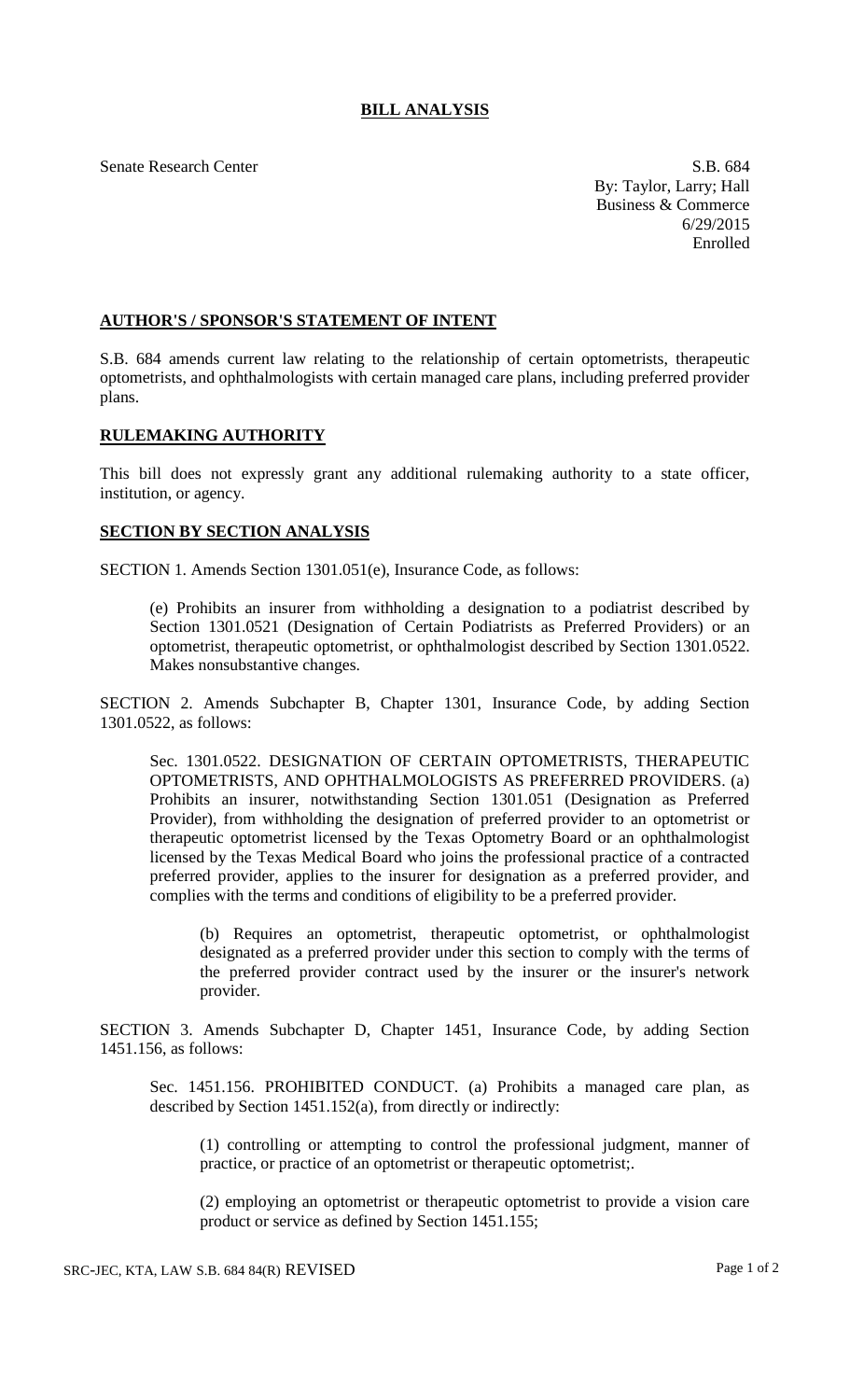# BILL ANALYSIS

Senate Research Center

S.B. 684
By: Taylor, Larry; Hall
Business & Commerce
6/29/2015
Enrolled

## AUTHOR'S / SPONSOR'S STATEMENT OF INTENT

S.B. 684 amends current law relating to the relationship of certain optometrists, therapeutic optometrists, and ophthalmologists with certain managed care plans, including preferred provider plans.

## RULEMAKING AUTHORITY

This bill does not expressly grant any additional rulemaking authority to a state officer, institution, or agency.

## SECTION BY SECTION ANALYSIS

SECTION 1. Amends Section 1301.051(e), Insurance Code, as follows:

(e) Prohibits an insurer from withholding a designation to a podiatrist described by Section 1301.0521 (Designation of Certain Podiatrists as Preferred Providers) or an optometrist, therapeutic optometrist, or ophthalmologist described by Section 1301.0522. Makes nonsubstantive changes.

SECTION 2. Amends Subchapter B, Chapter 1301, Insurance Code, by adding Section 1301.0522, as follows:

Sec. 1301.0522. DESIGNATION OF CERTAIN OPTOMETRISTS, THERAPEUTIC OPTOMETRISTS, AND OPHTHALMOLOGISTS AS PREFERRED PROVIDERS. (a) Prohibits an insurer, notwithstanding Section 1301.051 (Designation as Preferred Provider), from withholding the designation of preferred provider to an optometrist or therapeutic optometrist licensed by the Texas Optometry Board or an ophthalmologist licensed by the Texas Medical Board who joins the professional practice of a contracted preferred provider, applies to the insurer for designation as a preferred provider, and complies with the terms and conditions of eligibility to be a preferred provider.

(b) Requires an optometrist, therapeutic optometrist, or ophthalmologist designated as a preferred provider under this section to comply with the terms of the preferred provider contract used by the insurer or the insurer's network provider.

SECTION 3. Amends Subchapter D, Chapter 1451, Insurance Code, by adding Section 1451.156, as follows:

Sec. 1451.156. PROHIBITED CONDUCT. (a) Prohibits a managed care plan, as described by Section 1451.152(a), from directly or indirectly:

(1) controlling or attempting to control the professional judgment, manner of practice, or practice of an optometrist or therapeutic optometrist;.

(2) employing an optometrist or therapeutic optometrist to provide a vision care product or service as defined by Section 1451.155;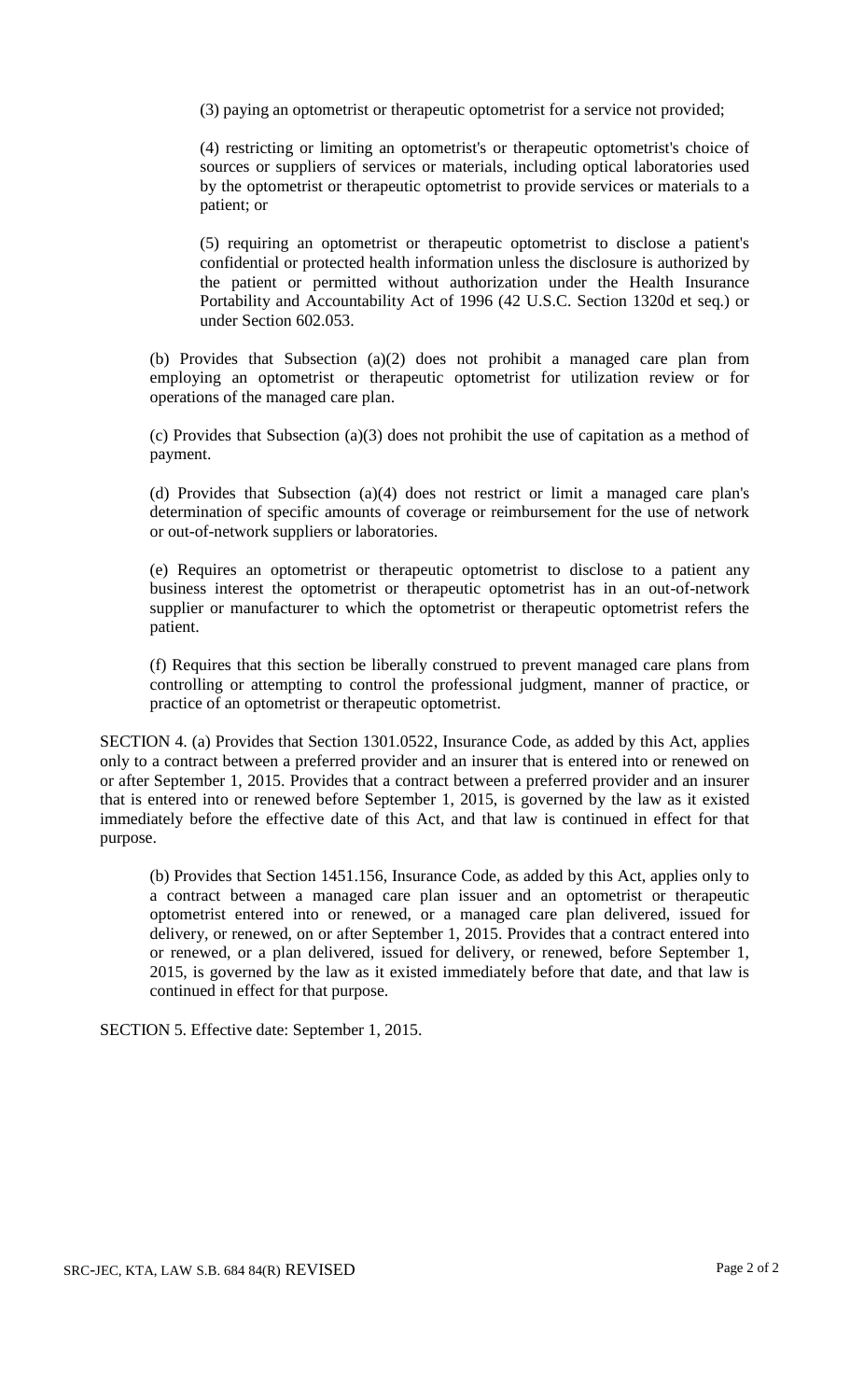(3) paying an optometrist or therapeutic optometrist for a service not provided;

(4) restricting or limiting an optometrist's or therapeutic optometrist's choice of sources or suppliers of services or materials, including optical laboratories used by the optometrist or therapeutic optometrist to provide services or materials to a patient; or

(5) requiring an optometrist or therapeutic optometrist to disclose a patient's confidential or protected health information unless the disclosure is authorized by the patient or permitted without authorization under the Health Insurance Portability and Accountability Act of 1996 (42 U.S.C. Section 1320d et seq.) or under Section 602.053.

(b) Provides that Subsection (a)(2) does not prohibit a managed care plan from employing an optometrist or therapeutic optometrist for utilization review or for operations of the managed care plan.

(c) Provides that Subsection (a)(3) does not prohibit the use of capitation as a method of payment.

(d) Provides that Subsection (a)(4) does not restrict or limit a managed care plan's determination of specific amounts of coverage or reimbursement for the use of network or out-of-network suppliers or laboratories.

(e) Requires an optometrist or therapeutic optometrist to disclose to a patient any business interest the optometrist or therapeutic optometrist has in an out-of-network supplier or manufacturer to which the optometrist or therapeutic optometrist refers the patient.

(f) Requires that this section be liberally construed to prevent managed care plans from controlling or attempting to control the professional judgment, manner of practice, or practice of an optometrist or therapeutic optometrist.

SECTION 4. (a) Provides that Section 1301.0522, Insurance Code, as added by this Act, applies only to a contract between a preferred provider and an insurer that is entered into or renewed on or after September 1, 2015. Provides that a contract between a preferred provider and an insurer that is entered into or renewed before September 1, 2015, is governed by the law as it existed immediately before the effective date of this Act, and that law is continued in effect for that purpose.

(b) Provides that Section 1451.156, Insurance Code, as added by this Act, applies only to a contract between a managed care plan issuer and an optometrist or therapeutic optometrist entered into or renewed, or a managed care plan delivered, issued for delivery, or renewed, on or after September 1, 2015. Provides that a contract entered into or renewed, or a plan delivered, issued for delivery, or renewed, before September 1, 2015, is governed by the law as it existed immediately before that date, and that law is continued in effect for that purpose.

SECTION 5. Effective date: September 1, 2015.